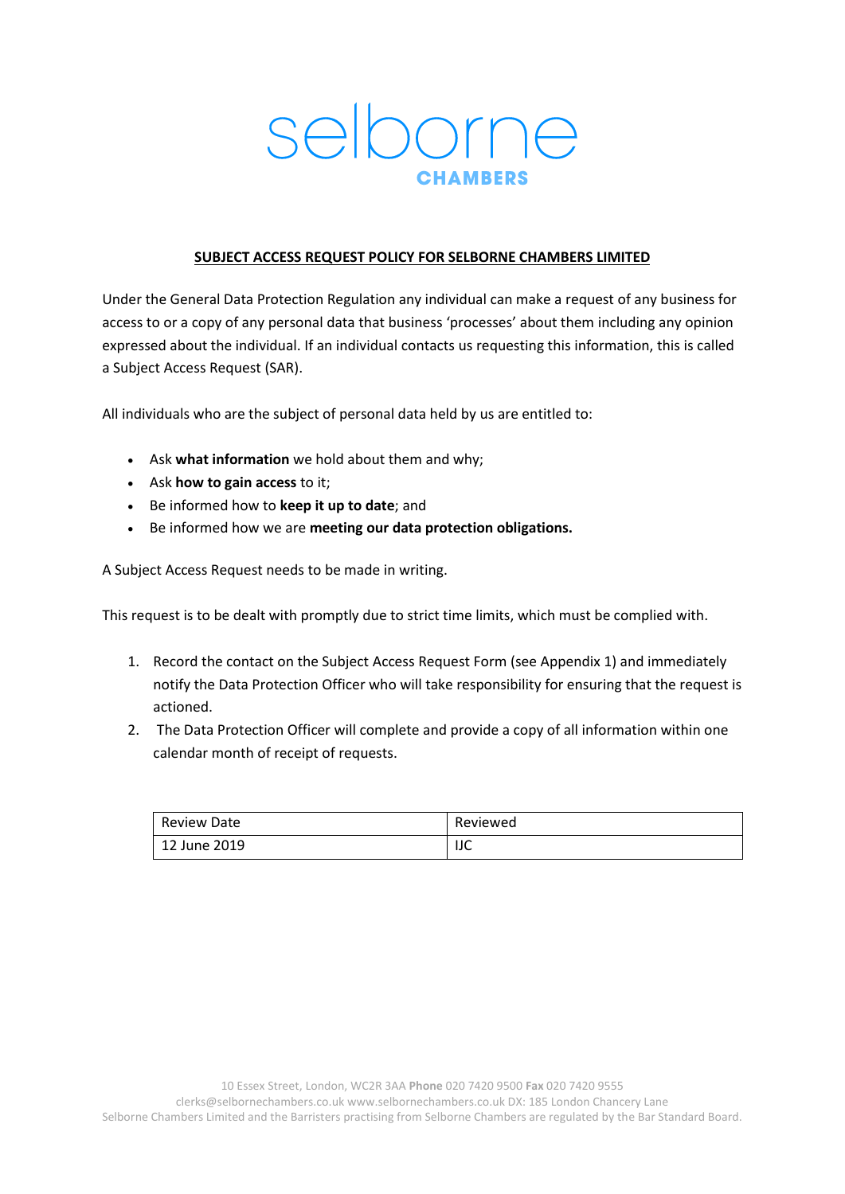selborne
CHAMBERS

## SUBJECT ACCESS REQUEST POLICY FOR SELBORNE CHAMBERS LIMITED

Under the General Data Protection Regulation any individual can make a request of any business for access to or a copy of any personal data that business 'processes' about them including any opinion expressed about the individual. If an individual contacts us requesting this information, this is called a Subject Access Request (SAR).

All individuals who are the subject of personal data held by us are entitled to:

- Ask **what information** we hold about them and why;
- Ask **how to gain access** to it;
- Be informed how to **keep it up to date**; and
- Be informed how we are **meeting our data protection obligations.**

A Subject Access Request needs to be made in writing.

This request is to be dealt with promptly due to strict time limits, which must be complied with.

1. Record the contact on the Subject Access Request Form (see Appendix 1) and immediately notify the Data Protection Officer who will take responsibility for ensuring that the request is actioned.
2. The Data Protection Officer will complete and provide a copy of all information within one calendar month of receipt of requests.

| Review Date | Reviewed |
| --- | --- |
| 12 June 2019 | IJC |

10 Essex Street, London, WC2R 3AA **Phone** 020 7420 9500 **Fax** 020 7420 9555
clerks@selbornechambers.co.uk www.selbornechambers.co.uk DX: 185 London Chancery Lane
Selborne Chambers Limited and the Barristers practising from Selborne Chambers are regulated by the Bar Standard Board.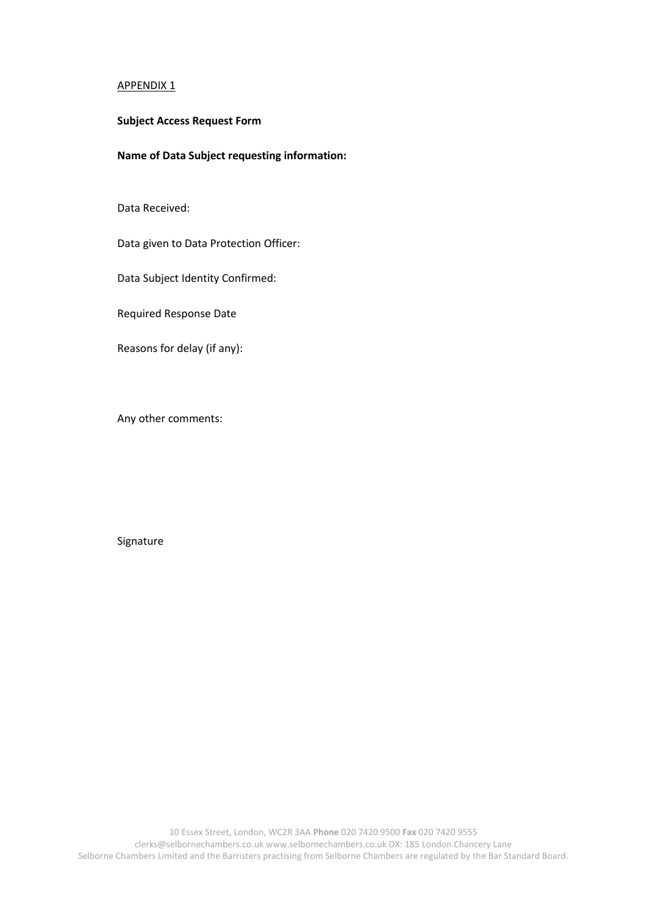<u>APPENDIX 1</u>

**Subject Access Request Form**

**Name of Data Subject requesting information:**

Data Received:

Data given to Data Protection Officer:

Data Subject Identity Confirmed:

Required Response Date

Reasons for delay (if any):

Any other comments:

Signature